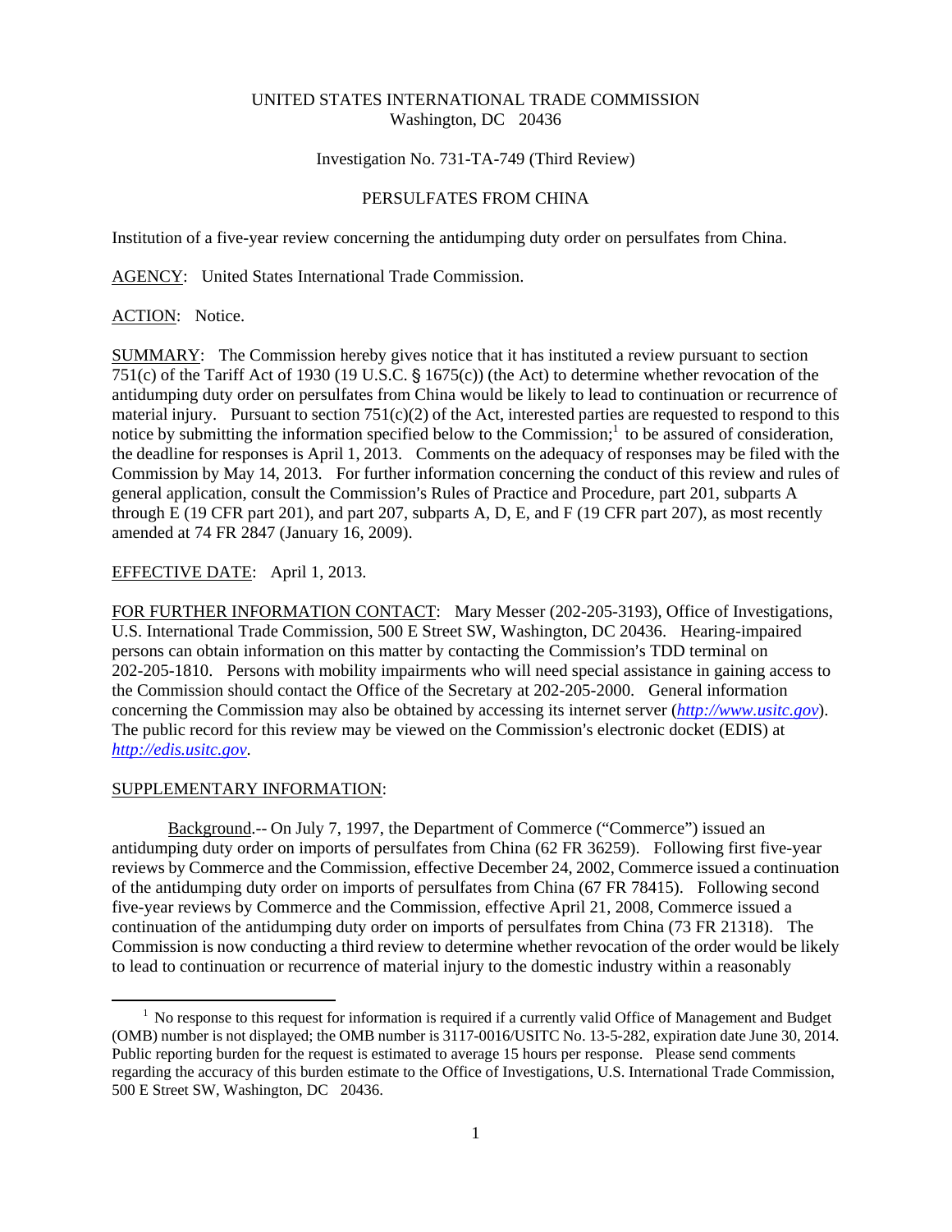UNITED STATES INTERNATIONAL TRADE COMMISSION
Washington, DC 20436

Investigation No. 731-TA-749 (Third Review)

PERSULFATES FROM CHINA

Institution of a five-year review concerning the antidumping duty order on persulfates from China.

AGENCY: United States International Trade Commission.

ACTION: Notice.

SUMMARY: The Commission hereby gives notice that it has instituted a review pursuant to section 751(c) of the Tariff Act of 1930 (19 U.S.C. § 1675(c)) (the Act) to determine whether revocation of the antidumping duty order on persulfates from China would be likely to lead to continuation or recurrence of material injury. Pursuant to section 751(c)(2) of the Act, interested parties are requested to respond to this notice by submitting the information specified below to the Commission;[1] to be assured of consideration, the deadline for responses is April 1, 2013. Comments on the adequacy of responses may be filed with the Commission by May 14, 2013. For further information concerning the conduct of this review and rules of general application, consult the Commission's Rules of Practice and Procedure, part 201, subparts A through E (19 CFR part 201), and part 207, subparts A, D, E, and F (19 CFR part 207), as most recently amended at 74 FR 2847 (January 16, 2009).

EFFECTIVE DATE: April 1, 2013.

FOR FURTHER INFORMATION CONTACT: Mary Messer (202-205-3193), Office of Investigations, U.S. International Trade Commission, 500 E Street SW, Washington, DC 20436. Hearing-impaired persons can obtain information on this matter by contacting the Commission's TDD terminal on 202-205-1810. Persons with mobility impairments who will need special assistance in gaining access to the Commission should contact the Office of the Secretary at 202-205-2000. General information concerning the Commission may also be obtained by accessing its internet server (*http://www.usitc.gov*). The public record for this review may be viewed on the Commission's electronic docket (EDIS) at *http://edis.usitc.gov*.

SUPPLEMENTARY INFORMATION:

Background.-- On July 7, 1997, the Department of Commerce ("Commerce") issued an antidumping duty order on imports of persulfates from China (62 FR 36259). Following first five-year reviews by Commerce and the Commission, effective December 24, 2002, Commerce issued a continuation of the antidumping duty order on imports of persulfates from China (67 FR 78415). Following second five-year reviews by Commerce and the Commission, effective April 21, 2008, Commerce issued a continuation of the antidumping duty order on imports of persulfates from China (73 FR 21318). The Commission is now conducting a third review to determine whether revocation of the order would be likely to lead to continuation or recurrence of material injury to the domestic industry within a reasonably

[1] No response to this request for information is required if a currently valid Office of Management and Budget (OMB) number is not displayed; the OMB number is 3117-0016/USITC No. 13-5-282, expiration date June 30, 2014. Public reporting burden for the request is estimated to average 15 hours per response. Please send comments regarding the accuracy of this burden estimate to the Office of Investigations, U.S. International Trade Commission, 500 E Street SW, Washington, DC 20436.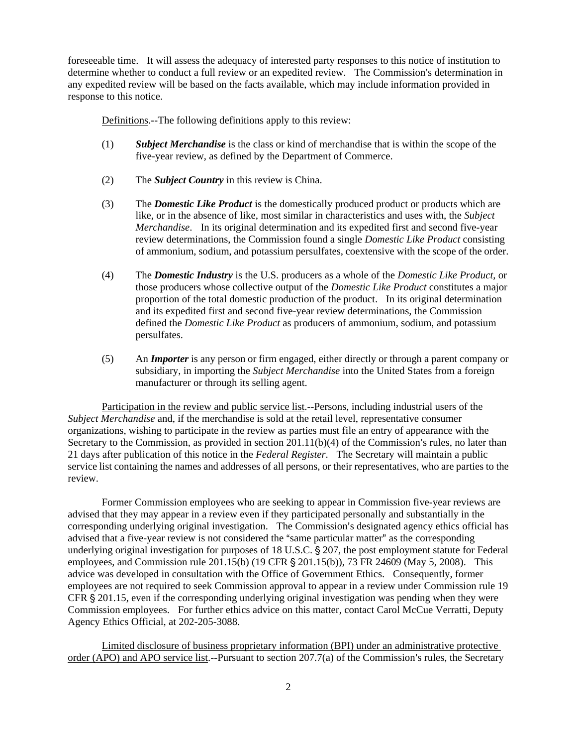foreseeable time. It will assess the adequacy of interested party responses to this notice of institution to determine whether to conduct a full review or an expedited review. The Commission's determination in any expedited review will be based on the facts available, which may include information provided in response to this notice.

Definitions.--The following definitions apply to this review:

(1) ***Subject Merchandise*** is the class or kind of merchandise that is within the scope of the five-year review, as defined by the Department of Commerce.

(2) The ***Subject Country*** in this review is China.

(3) The ***Domestic Like Product*** is the domestically produced product or products which are like, or in the absence of like, most similar in characteristics and uses with, the *Subject Merchandise*. In its original determination and its expedited first and second five-year review determinations, the Commission found a single *Domestic Like Product* consisting of ammonium, sodium, and potassium persulfates, coextensive with the scope of the order.

(4) The ***Domestic Industry*** is the U.S. producers as a whole of the *Domestic Like Product*, or those producers whose collective output of the *Domestic Like Product* constitutes a major proportion of the total domestic production of the product. In its original determination and its expedited first and second five-year review determinations, the Commission defined the *Domestic Like Product* as producers of ammonium, sodium, and potassium persulfates.

(5) An ***Importer*** is any person or firm engaged, either directly or through a parent company or subsidiary, in importing the *Subject Merchandise* into the United States from a foreign manufacturer or through its selling agent.

Participation in the review and public service list.--Persons, including industrial users of the *Subject Merchandise* and, if the merchandise is sold at the retail level, representative consumer organizations, wishing to participate in the review as parties must file an entry of appearance with the Secretary to the Commission, as provided in section 201.11(b)(4) of the Commission's rules, no later than 21 days after publication of this notice in the *Federal Register*. The Secretary will maintain a public service list containing the names and addresses of all persons, or their representatives, who are parties to the review.

Former Commission employees who are seeking to appear in Commission five-year reviews are advised that they may appear in a review even if they participated personally and substantially in the corresponding underlying original investigation. The Commission's designated agency ethics official has advised that a five-year review is not considered the "same particular matter" as the corresponding underlying original investigation for purposes of 18 U.S.C. § 207, the post employment statute for Federal employees, and Commission rule 201.15(b) (19 CFR § 201.15(b)), 73 FR 24609 (May 5, 2008). This advice was developed in consultation with the Office of Government Ethics. Consequently, former employees are not required to seek Commission approval to appear in a review under Commission rule 19 CFR § 201.15, even if the corresponding underlying original investigation was pending when they were Commission employees. For further ethics advice on this matter, contact Carol McCue Verratti, Deputy Agency Ethics Official, at 202-205-3088.

Limited disclosure of business proprietary information (BPI) under an administrative protective order (APO) and APO service list.--Pursuant to section 207.7(a) of the Commission's rules, the Secretary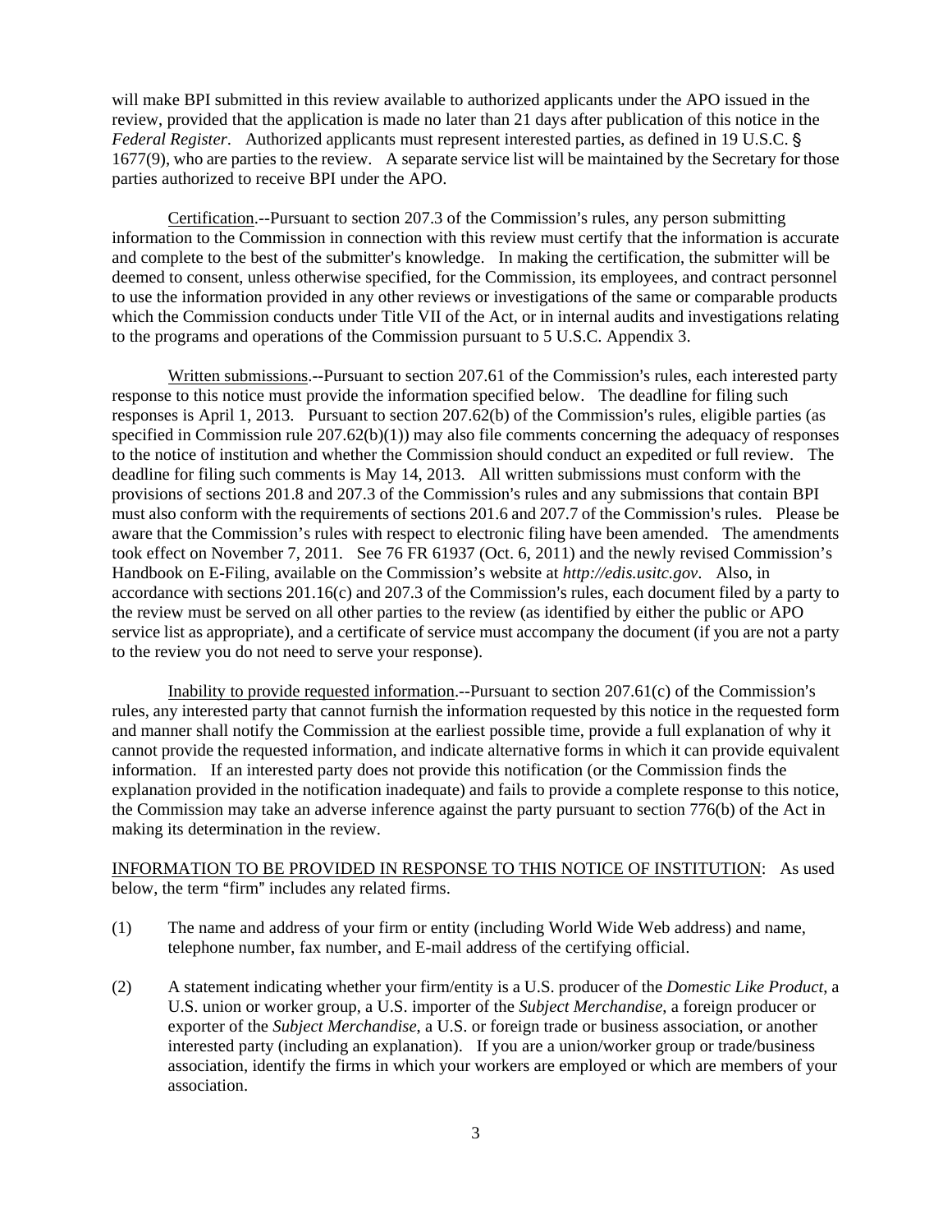will make BPI submitted in this review available to authorized applicants under the APO issued in the review, provided that the application is made no later than 21 days after publication of this notice in the *Federal Register*. Authorized applicants must represent interested parties, as defined in 19 U.S.C. § 1677(9), who are parties to the review. A separate service list will be maintained by the Secretary for those parties authorized to receive BPI under the APO.

Certification.--Pursuant to section 207.3 of the Commission's rules, any person submitting information to the Commission in connection with this review must certify that the information is accurate and complete to the best of the submitter's knowledge. In making the certification, the submitter will be deemed to consent, unless otherwise specified, for the Commission, its employees, and contract personnel to use the information provided in any other reviews or investigations of the same or comparable products which the Commission conducts under Title VII of the Act, or in internal audits and investigations relating to the programs and operations of the Commission pursuant to 5 U.S.C. Appendix 3.

Written submissions.--Pursuant to section 207.61 of the Commission's rules, each interested party response to this notice must provide the information specified below. The deadline for filing such responses is April 1, 2013. Pursuant to section 207.62(b) of the Commission's rules, eligible parties (as specified in Commission rule 207.62(b)(1)) may also file comments concerning the adequacy of responses to the notice of institution and whether the Commission should conduct an expedited or full review. The deadline for filing such comments is May 14, 2013. All written submissions must conform with the provisions of sections 201.8 and 207.3 of the Commission's rules and any submissions that contain BPI must also conform with the requirements of sections 201.6 and 207.7 of the Commission's rules. Please be aware that the Commission's rules with respect to electronic filing have been amended. The amendments took effect on November 7, 2011. See 76 FR 61937 (Oct. 6, 2011) and the newly revised Commission's Handbook on E-Filing, available on the Commission's website at *http://edis.usitc.gov*. Also, in accordance with sections 201.16(c) and 207.3 of the Commission's rules, each document filed by a party to the review must be served on all other parties to the review (as identified by either the public or APO service list as appropriate), and a certificate of service must accompany the document (if you are not a party to the review you do not need to serve your response).

Inability to provide requested information.--Pursuant to section 207.61(c) of the Commission's rules, any interested party that cannot furnish the information requested by this notice in the requested form and manner shall notify the Commission at the earliest possible time, provide a full explanation of why it cannot provide the requested information, and indicate alternative forms in which it can provide equivalent information. If an interested party does not provide this notification (or the Commission finds the explanation provided in the notification inadequate) and fails to provide a complete response to this notice, the Commission may take an adverse inference against the party pursuant to section 776(b) of the Act in making its determination in the review.

INFORMATION TO BE PROVIDED IN RESPONSE TO THIS NOTICE OF INSTITUTION: As used below, the term "firm" includes any related firms.

(1) The name and address of your firm or entity (including World Wide Web address) and name, telephone number, fax number, and E-mail address of the certifying official.

(2) A statement indicating whether your firm/entity is a U.S. producer of the *Domestic Like Product*, a U.S. union or worker group, a U.S. importer of the *Subject Merchandise*, a foreign producer or exporter of the *Subject Merchandise*, a U.S. or foreign trade or business association, or another interested party (including an explanation). If you are a union/worker group or trade/business association, identify the firms in which your workers are employed or which are members of your association.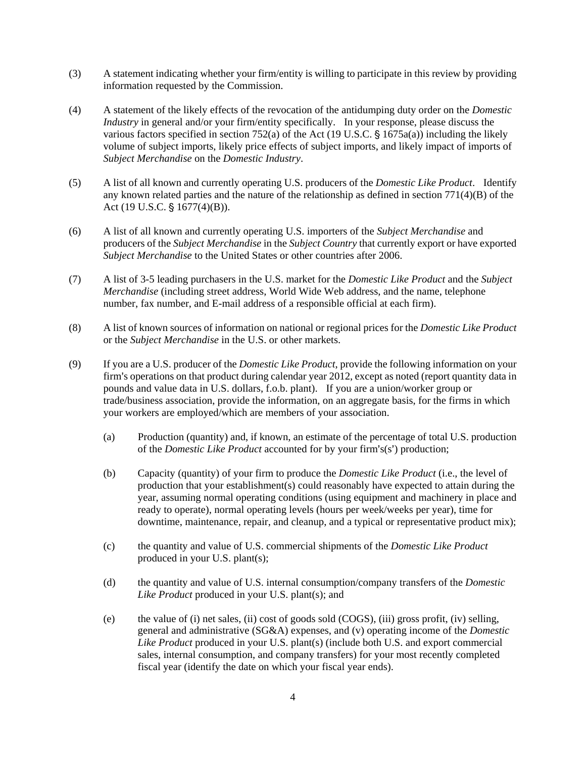(3) A statement indicating whether your firm/entity is willing to participate in this review by providing information requested by the Commission.

(4) A statement of the likely effects of the revocation of the antidumping duty order on the *Domestic Industry* in general and/or your firm/entity specifically. In your response, please discuss the various factors specified in section 752(a) of the Act (19 U.S.C. § 1675a(a)) including the likely volume of subject imports, likely price effects of subject imports, and likely impact of imports of *Subject Merchandise* on the *Domestic Industry*.

(5) A list of all known and currently operating U.S. producers of the *Domestic Like Product*. Identify any known related parties and the nature of the relationship as defined in section 771(4)(B) of the Act (19 U.S.C. § 1677(4)(B)).

(6) A list of all known and currently operating U.S. importers of the *Subject Merchandise* and producers of the *Subject Merchandise* in the *Subject Country* that currently export or have exported *Subject Merchandise* to the United States or other countries after 2006.

(7) A list of 3-5 leading purchasers in the U.S. market for the *Domestic Like Product* and the *Subject Merchandise* (including street address, World Wide Web address, and the name, telephone number, fax number, and E-mail address of a responsible official at each firm).

(8) A list of known sources of information on national or regional prices for the *Domestic Like Product* or the *Subject Merchandise* in the U.S. or other markets.

(9) If you are a U.S. producer of the *Domestic Like Product*, provide the following information on your firm's operations on that product during calendar year 2012, except as noted (report quantity data in pounds and value data in U.S. dollars, f.o.b. plant). If you are a union/worker group or trade/business association, provide the information, on an aggregate basis, for the firms in which your workers are employed/which are members of your association.

   (a) Production (quantity) and, if known, an estimate of the percentage of total U.S. production of the *Domestic Like Product* accounted for by your firm's(s') production;

   (b) Capacity (quantity) of your firm to produce the *Domestic Like Product* (i.e., the level of production that your establishment(s) could reasonably have expected to attain during the year, assuming normal operating conditions (using equipment and machinery in place and ready to operate), normal operating levels (hours per week/weeks per year), time for downtime, maintenance, repair, and cleanup, and a typical or representative product mix);

   (c) the quantity and value of U.S. commercial shipments of the *Domestic Like Product* produced in your U.S. plant(s);

   (d) the quantity and value of U.S. internal consumption/company transfers of the *Domestic Like Product* produced in your U.S. plant(s); and

   (e) the value of (i) net sales, (ii) cost of goods sold (COGS), (iii) gross profit, (iv) selling, general and administrative (SG&A) expenses, and (v) operating income of the *Domestic Like Product* produced in your U.S. plant(s) (include both U.S. and export commercial sales, internal consumption, and company transfers) for your most recently completed fiscal year (identify the date on which your fiscal year ends).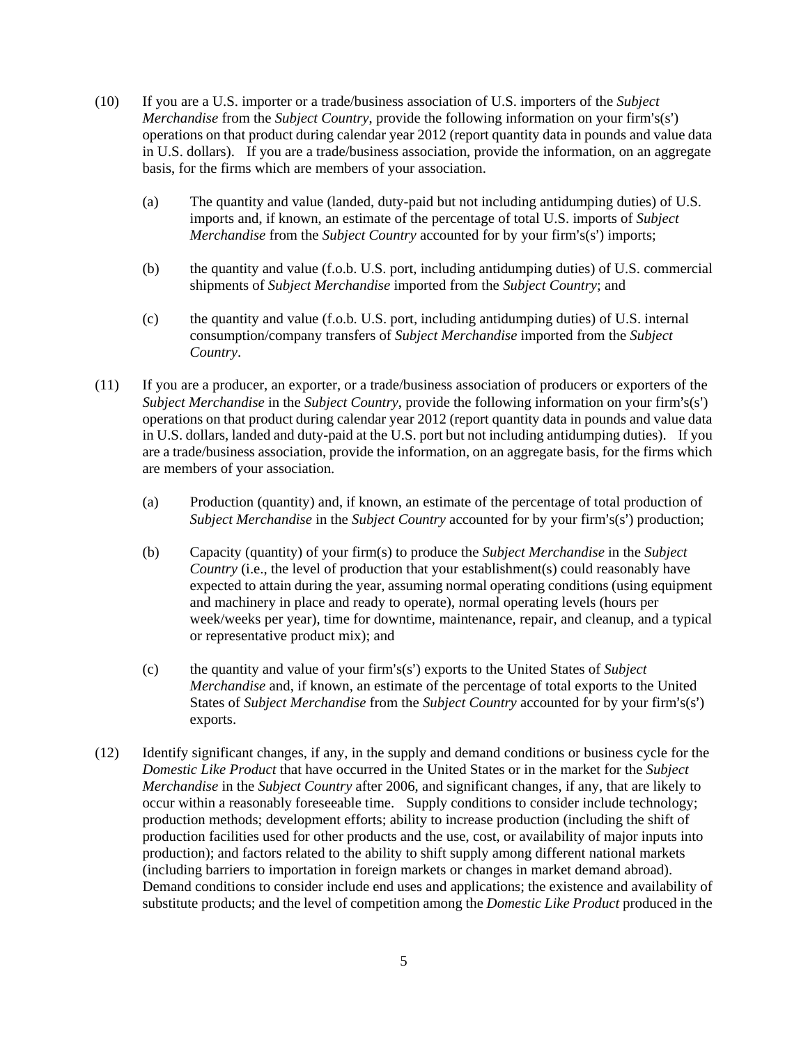(10) If you are a U.S. importer or a trade/business association of U.S. importers of the *Subject Merchandise* from the *Subject Country*, provide the following information on your firm's(s') operations on that product during calendar year 2012 (report quantity data in pounds and value data in U.S. dollars). If you are a trade/business association, provide the information, on an aggregate basis, for the firms which are members of your association.

   (a) The quantity and value (landed, duty-paid but not including antidumping duties) of U.S. imports and, if known, an estimate of the percentage of total U.S. imports of *Subject Merchandise* from the *Subject Country* accounted for by your firm's(s') imports;

   (b) the quantity and value (f.o.b. U.S. port, including antidumping duties) of U.S. commercial shipments of *Subject Merchandise* imported from the *Subject Country*; and

   (c) the quantity and value (f.o.b. U.S. port, including antidumping duties) of U.S. internal consumption/company transfers of *Subject Merchandise* imported from the *Subject Country*.

(11) If you are a producer, an exporter, or a trade/business association of producers or exporters of the *Subject Merchandise* in the *Subject Country*, provide the following information on your firm's(s') operations on that product during calendar year 2012 (report quantity data in pounds and value data in U.S. dollars, landed and duty-paid at the U.S. port but not including antidumping duties). If you are a trade/business association, provide the information, on an aggregate basis, for the firms which are members of your association.

   (a) Production (quantity) and, if known, an estimate of the percentage of total production of *Subject Merchandise* in the *Subject Country* accounted for by your firm's(s') production;

   (b) Capacity (quantity) of your firm(s) to produce the *Subject Merchandise* in the *Subject Country* (i.e., the level of production that your establishment(s) could reasonably have expected to attain during the year, assuming normal operating conditions (using equipment and machinery in place and ready to operate), normal operating levels (hours per week/weeks per year), time for downtime, maintenance, repair, and cleanup, and a typical or representative product mix); and

   (c) the quantity and value of your firm's(s') exports to the United States of *Subject Merchandise* and, if known, an estimate of the percentage of total exports to the United States of *Subject Merchandise* from the *Subject Country* accounted for by your firm's(s') exports.

(12) Identify significant changes, if any, in the supply and demand conditions or business cycle for the *Domestic Like Product* that have occurred in the United States or in the market for the *Subject Merchandise* in the *Subject Country* after 2006, and significant changes, if any, that are likely to occur within a reasonably foreseeable time. Supply conditions to consider include technology; production methods; development efforts; ability to increase production (including the shift of production facilities used for other products and the use, cost, or availability of major inputs into production); and factors related to the ability to shift supply among different national markets (including barriers to importation in foreign markets or changes in market demand abroad). Demand conditions to consider include end uses and applications; the existence and availability of substitute products; and the level of competition among the *Domestic Like Product* produced in the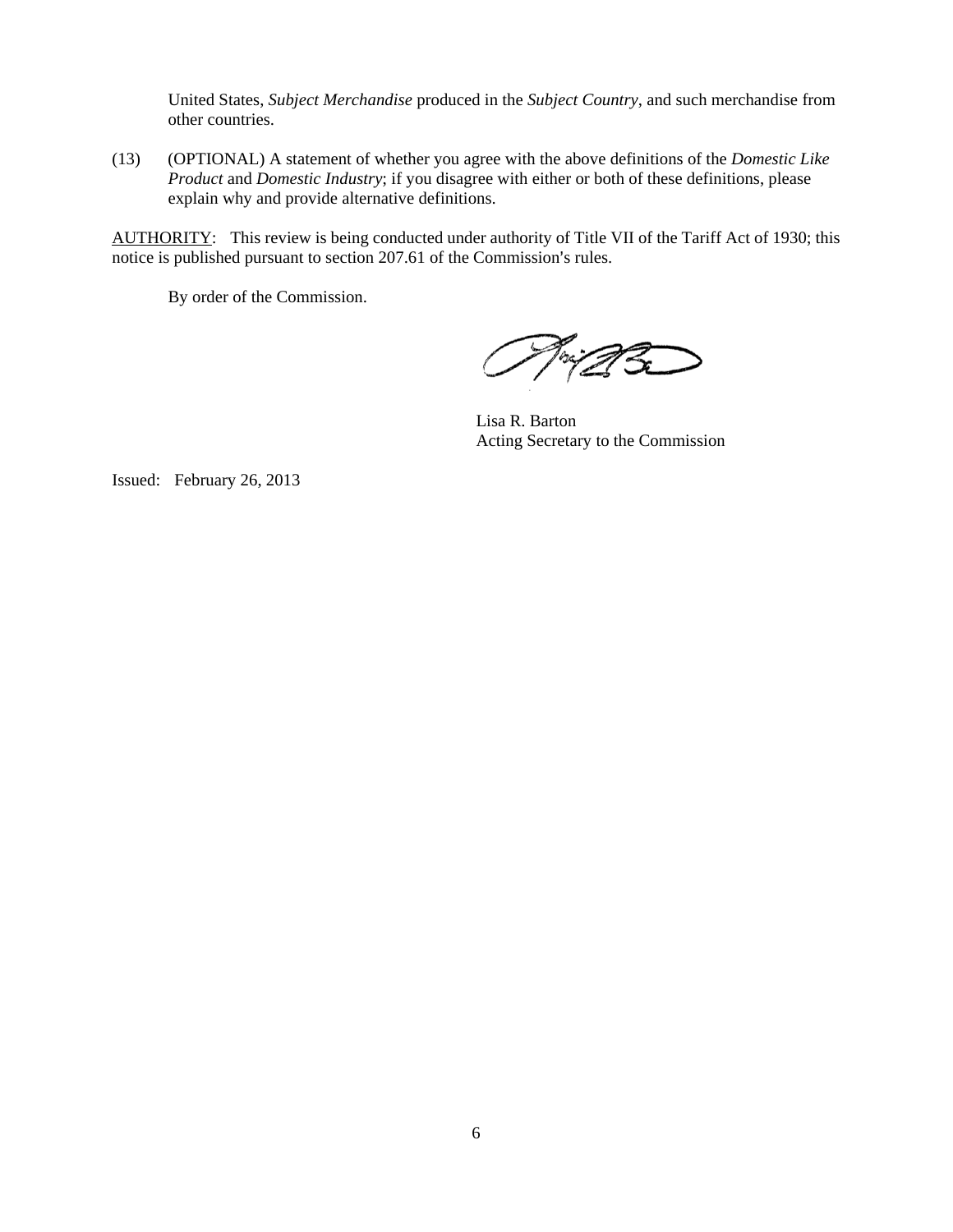United States, *Subject Merchandise* produced in the *Subject Country*, and such merchandise from other countries.

(13) (OPTIONAL) A statement of whether you agree with the above definitions of the *Domestic Like Product* and *Domestic Industry*; if you disagree with either or both of these definitions, please explain why and provide alternative definitions.

AUTHORITY: This review is being conducted under authority of Title VII of the Tariff Act of 1930; this notice is published pursuant to section 207.61 of the Commission's rules.

By order of the Commission.

Lisa R. Barton
Acting Secretary to the Commission

Issued: February 26, 2013